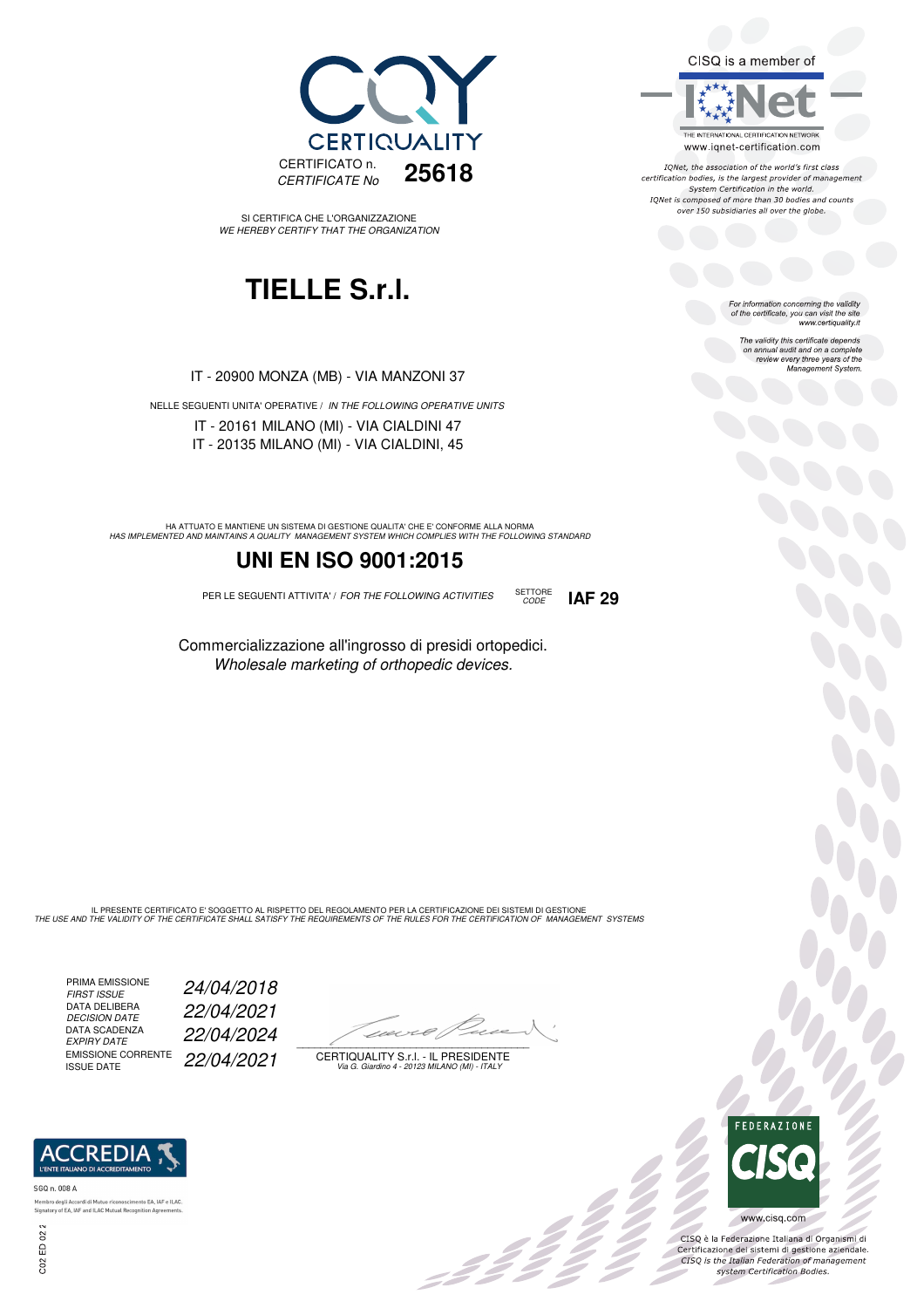CERTIQUALITY

CERTIFICATO n. / *CERTIFICATE No* **25618**

CISQ is a member of

THE INTERNATIONAL CERTIFICATION NETWORK
www.iqnet-certification.com

*IQNet, the association of the world's first class certification bodies, is the largest provider of management System Certification in the world. IQNet is composed of more than 30 bodies and counts over 150 subsidiaries all over the globe.*

SI CERTIFICA CHE L'ORGANIZZAZIONE
*WE HEREBY CERTIFY THAT THE ORGANIZATION*

# TIELLE S.r.l.

IT - 20900 MONZA (MB) - VIA MANZONI 37

NELLE SEGUENTI UNITA' OPERATIVE / *IN THE FOLLOWING OPERATIVE UNITS*

IT - 20161 MILANO (MI) - VIA CIALDINI 47
IT - 20135 MILANO (MI) - VIA CIALDINI, 45

*For information concerning the validity of the certificate, you can visit the site www.certiquality.it*

*The validity this certificate depends on annual audit and on a complete review every three years of the Management System.*

HA ATTUATO E MANTIENE UN SISTEMA DI GESTIONE QUALITA' CHE E' CONFORME ALLA NORMA
*HAS IMPLEMENTED AND MAINTAINS A QUALITY MANAGEMENT SYSTEM WHICH COMPLIES WITH THE FOLLOWING STANDARD*

## UNI EN ISO 9001:2015

PER LE SEGUENTI ATTIVITA' / *FOR THE FOLLOWING ACTIVITIES* SETTORE / *CODE* **IAF 29**

Commercializzazione all'ingrosso di presidi ortopedici.
*Wholesale marketing of orthopedic devices.*

IL PRESENTE CERTIFICATO E' SOGGETTO AL RISPETTO DEL REGOLAMENTO PER LA CERTIFICAZIONE DEI SISTEMI DI GESTIONE
*THE USE AND THE VALIDITY OF THE CERTIFICATE SHALL SATISFY THE REQUIREMENTS OF THE RULES FOR THE CERTIFICATION OF MANAGEMENT SYSTEMS*

| | |
|---|---|
| PRIMA EMISSIONE / *FIRST ISSUE* | *24/04/2018* |
| DATA DELIBERA / *DECISION DATE* | *22/04/2021* |
| DATA SCADENZA / *EXPIRY DATE* | *22/04/2024* |
| EMISSIONE CORRENTE / ISSUE DATE | *22/04/2021* |

CERTIQUALITY S.r.l. - IL PRESIDENTE
*Via G. Giardino 4 - 20123 MILANO (MI) - ITALY*

ACCREDIA
L'ENTE ITALIANO DI ACCREDITAMENTO

SGQ n. 008 A

Membro degli Accordi di Mutuo riconoscimento EA, IAF e ILAC.
Signatory of EA, IAF and ILAC Mutual Recognition Agreements.

C02 ED 02 2

FEDERAZIONE CISQ

www.cisq.com

CISQ è la Federazione Italiana di Organismi di Certificazione dei sistemi di gestione aziendale.
*CISQ is the Italian Federation of management system Certification Bodies.*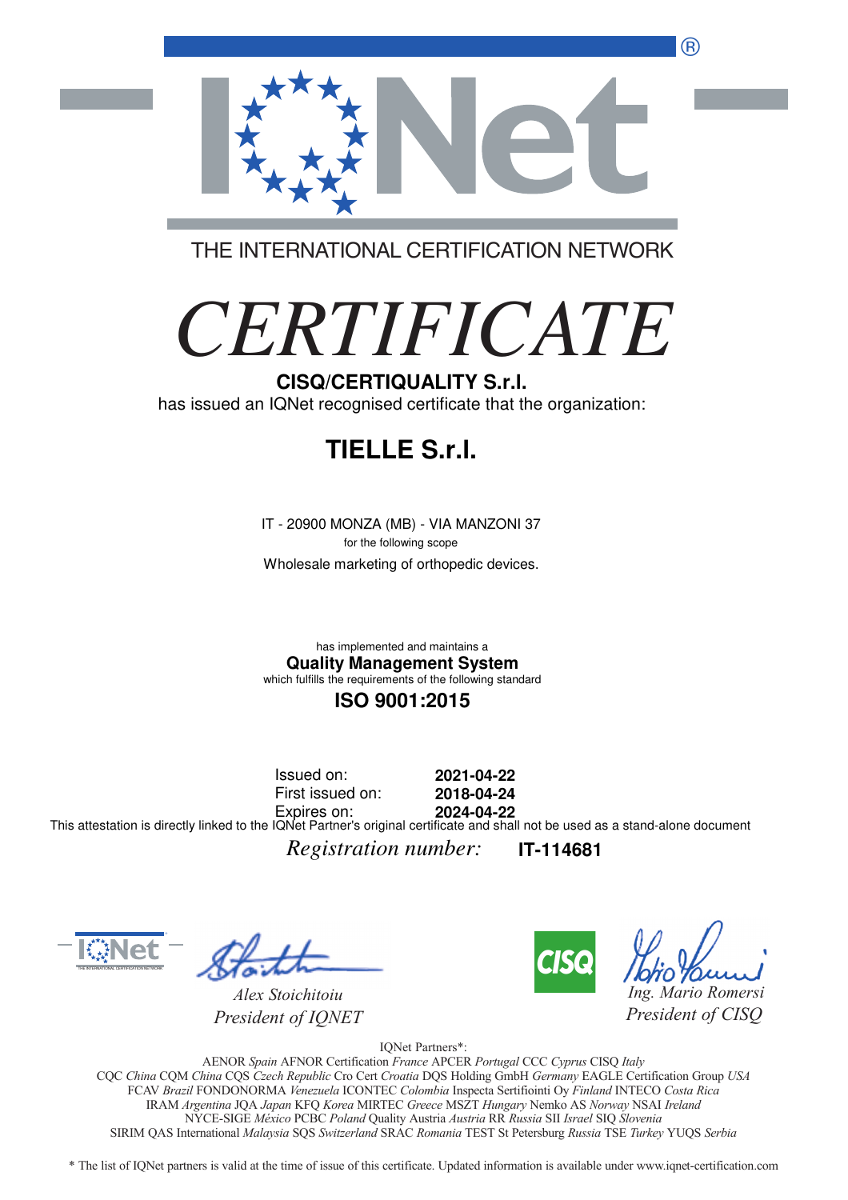THE INTERNATIONAL CERTIFICATION NETWORK

# *CERTIFICATE*

**CISQ/CERTIQUALITY S.r.l.**

has issued an IQNet recognised certificate that the organization:

## TIELLE S.r.l.

IT - 20900 MONZA (MB) - VIA MANZONI 37

for the following scope

Wholesale marketing of orthopedic devices.

has implemented and maintains a

**Quality Management System**

which fulfills the requirements of the following standard

**ISO 9001:2015**

| | |
|---|---|
| Issued on: | **2021-04-22** |
| First issued on: | **2018-04-24** |
| Expires on: | **2024-04-22** |

This attestation is directly linked to the IQNet Partner's original certificate and shall not be used as a stand-alone document

*Registration number:* **IT-114681**

*Alex Stoichitoiu*
*President of IQNET*

*Ing. Mario Romersi*
*President of CISQ*

IQNet Partners*:

AENOR *Spain* AFNOR Certification *France* APCER *Portugal* CCC *Cyprus* CISQ *Italy*
CQC *China* CQM *China* CQS *Czech Republic* Cro Cert *Croatia* DQS Holding GmbH *Germany* EAGLE Certification Group *USA*
FCAV *Brazil* FONDONORMA *Venezuela* ICONTEC *Colombia* Inspecta Sertifiointi Oy *Finland* INTECO *Costa Rica*
IRAM *Argentina* JQA *Japan* KFQ *Korea* MIRTEC *Greece* MSZT *Hungary* Nemko AS *Norway* NSAI *Ireland*
NYCE-SIGE *México* PCBC *Poland* Quality Austria *Austria* RR *Russia* SII *Israel* SIQ *Slovenia*
SIRIM QAS International *Malaysia* SQS *Switzerland* SRAC *Romania* TEST St Petersburg *Russia* TSE *Turkey* YUQS *Serbia*

* The list of IQNet partners is valid at the time of issue of this certificate. Updated information is available under www.iqnet-certification.com